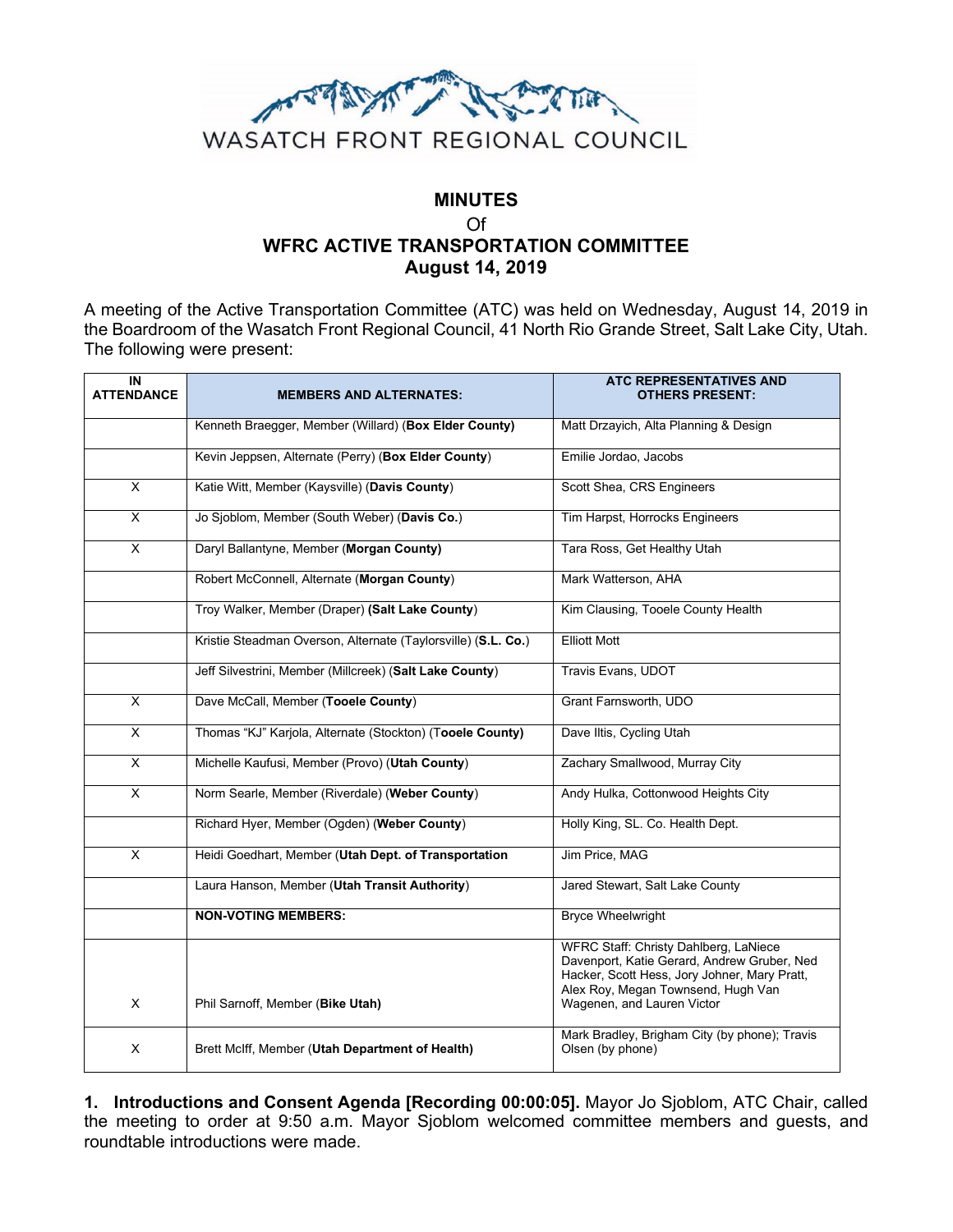WASATCH FRONT REGIONAL COUNCIL

# MINUTES

Of

# WFRC ACTIVE TRANSPORTATION COMMITTEE

## August 14, 2019

A meeting of the Active Transportation Committee (ATC) was held on Wednesday, August 14, 2019 in the Boardroom of the Wasatch Front Regional Council, 41 North Rio Grande Street, Salt Lake City, Utah. The following were present:

| IN ATTENDANCE | MEMBERS AND ALTERNATES: | ATC REPRESENTATIVES AND OTHERS PRESENT: |
|---|---|---|
| | Kenneth Braegger, Member (Willard) (**Box Elder County**) | Matt Drzayich, Alta Planning & Design |
| | Kevin Jeppsen, Alternate (Perry) (**Box Elder County**) | Emilie Jordao, Jacobs |
| X | Katie Witt, Member (Kaysville) (**Davis County**) | Scott Shea, CRS Engineers |
| X | Jo Sjoblom, Member (South Weber) (**Davis Co.**) | Tim Harpst, Horrocks Engineers |
| X | Daryl Ballantyne, Member (**Morgan County)** | Tara Ross, Get Healthy Utah |
| | Robert McConnell, Alternate (**Morgan County**) | Mark Watterson, AHA |
| | Troy Walker, Member (Draper) **(Salt Lake County**) | Kim Clausing, Tooele County Health |
| | Kristie Steadman Overson, Alternate (Taylorsville) (**S.L. Co.**) | Elliott Mott |
| | Jeff Silvestrini, Member (Millcreek) (**Salt Lake County**) | Travis Evans, UDOT |
| X | Dave McCall, Member (**Tooele County**) | Grant Farnsworth, UDO |
| X | Thomas "KJ" Karjola, Alternate (Stockton) (T**ooele County)** | Dave Iltis, Cycling Utah |
| X | Michelle Kaufusi, Member (Provo) (**Utah County**) | Zachary Smallwood, Murray City |
| X | Norm Searle, Member (Riverdale) (**Weber County**) | Andy Hulka, Cottonwood Heights City |
| | Richard Hyer, Member (Ogden) (**Weber County**) | Holly King, SL. Co. Health Dept. |
| X | Heidi Goedhart, Member (**Utah Dept. of Transportation** | Jim Price, MAG |
| | Laura Hanson, Member (**Utah Transit Authority**) | Jared Stewart, Salt Lake County |
| | **NON-VOTING MEMBERS:** | Bryce Wheelwright |
| X | Phil Sarnoff, Member (**Bike Utah)** | WFRC Staff: Christy Dahlberg, LaNiece Davenport, Katie Gerard, Andrew Gruber, Ned Hacker, Scott Hess, Jory Johner, Mary Pratt, Alex Roy, Megan Townsend, Hugh Van Wagenen, and Lauren Victor |
| X | Brett McIff, Member (**Utah Department of Health)** | Mark Bradley, Brigham City (by phone); Travis Olsen (by phone) |

**1. Introductions and Consent Agenda [Recording 00:00:05].** Mayor Jo Sjoblom, ATC Chair, called the meeting to order at 9:50 a.m. Mayor Sjoblom welcomed committee members and guests, and roundtable introductions were made.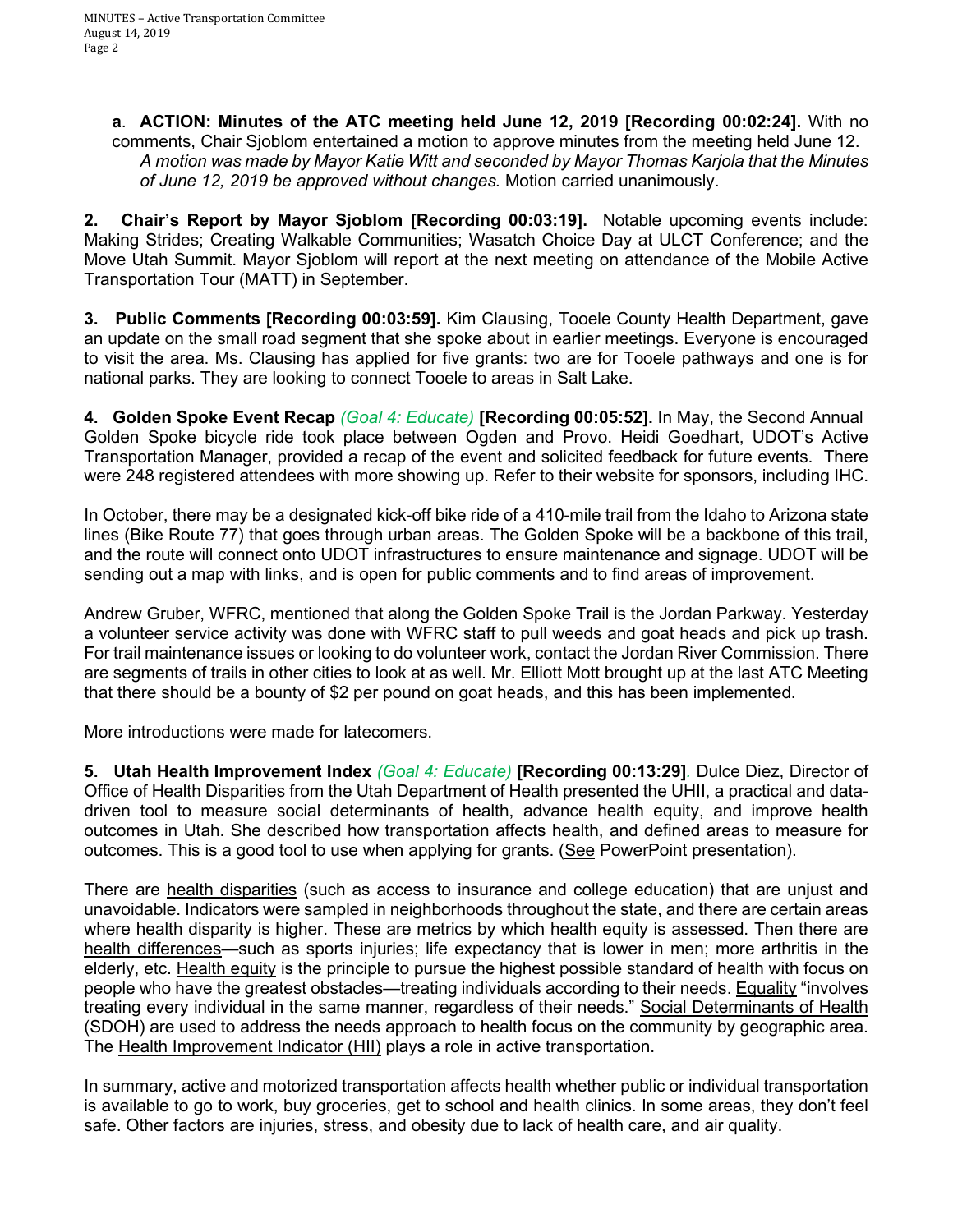**a**. **ACTION: Minutes of the ATC meeting held June 12, 2019 [Recording 00:02:24].** With no comments, Chair Sjoblom entertained a motion to approve minutes from the meeting held June 12. *A motion was made by Mayor Katie Witt and seconded by Mayor Thomas Karjola that the Minutes of June 12, 2019 be approved without changes.* Motion carried unanimously.

**2. Chair's Report by Mayor Sjoblom [Recording 00:03:19].** Notable upcoming events include: Making Strides; Creating Walkable Communities; Wasatch Choice Day at ULCT Conference; and the Move Utah Summit. Mayor Sjoblom will report at the next meeting on attendance of the Mobile Active Transportation Tour (MATT) in September.

**3. Public Comments [Recording 00:03:59].** Kim Clausing, Tooele County Health Department, gave an update on the small road segment that she spoke about in earlier meetings. Everyone is encouraged to visit the area. Ms. Clausing has applied for five grants: two are for Tooele pathways and one is for national parks. They are looking to connect Tooele to areas in Salt Lake.

**4. Golden Spoke Event Recap** *(Goal 4: Educate)* **[Recording 00:05:52].** In May, the Second Annual Golden Spoke bicycle ride took place between Ogden and Provo. Heidi Goedhart, UDOT's Active Transportation Manager, provided a recap of the event and solicited feedback for future events. There were 248 registered attendees with more showing up. Refer to their website for sponsors, including IHC.

In October, there may be a designated kick-off bike ride of a 410-mile trail from the Idaho to Arizona state lines (Bike Route 77) that goes through urban areas. The Golden Spoke will be a backbone of this trail, and the route will connect onto UDOT infrastructures to ensure maintenance and signage. UDOT will be sending out a map with links, and is open for public comments and to find areas of improvement.

Andrew Gruber, WFRC, mentioned that along the Golden Spoke Trail is the Jordan Parkway. Yesterday a volunteer service activity was done with WFRC staff to pull weeds and goat heads and pick up trash. For trail maintenance issues or looking to do volunteer work, contact the Jordan River Commission. There are segments of trails in other cities to look at as well. Mr. Elliott Mott brought up at the last ATC Meeting that there should be a bounty of $2 per pound on goat heads, and this has been implemented.

More introductions were made for latecomers.

**5. Utah Health Improvement Index** *(Goal 4: Educate)* **[Recording 00:13:29]**. Dulce Diez, Director of Office of Health Disparities from the Utah Department of Health presented the UHII, a practical and data-driven tool to measure social determinants of health, advance health equity, and improve health outcomes in Utah. She described how transportation affects health, and defined areas to measure for outcomes. This is a good tool to use when applying for grants. (See PowerPoint presentation).

There are health disparities (such as access to insurance and college education) that are unjust and unavoidable. Indicators were sampled in neighborhoods throughout the state, and there are certain areas where health disparity is higher. These are metrics by which health equity is assessed. Then there are health differences—such as sports injuries; life expectancy that is lower in men; more arthritis in the elderly, etc. Health equity is the principle to pursue the highest possible standard of health with focus on people who have the greatest obstacles—treating individuals according to their needs. Equality "involves treating every individual in the same manner, regardless of their needs." Social Determinants of Health (SDOH) are used to address the needs approach to health focus on the community by geographic area. The Health Improvement Indicator (HII) plays a role in active transportation.

In summary, active and motorized transportation affects health whether public or individual transportation is available to go to work, buy groceries, get to school and health clinics. In some areas, they don't feel safe. Other factors are injuries, stress, and obesity due to lack of health care, and air quality.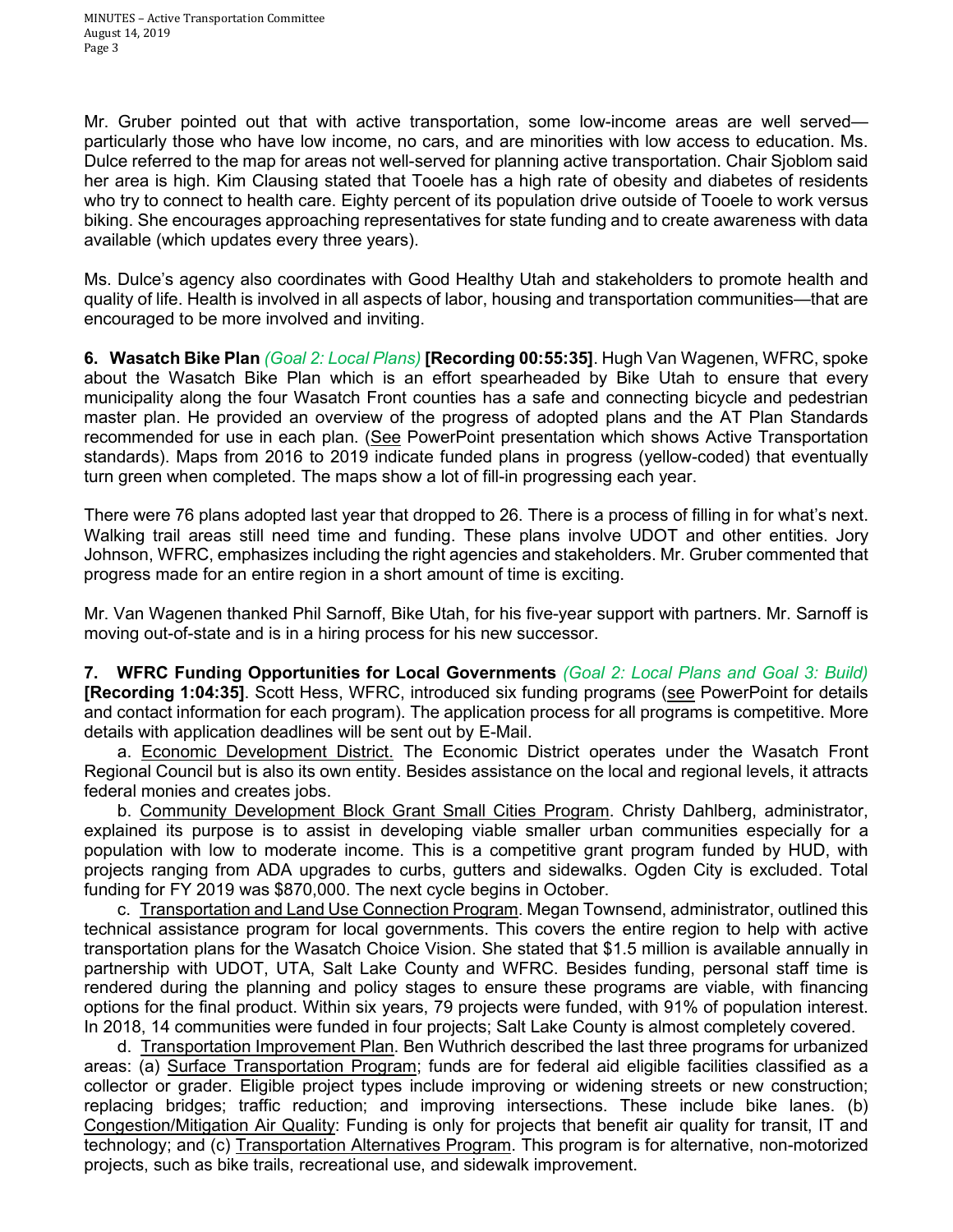Mr. Gruber pointed out that with active transportation, some low-income areas are well served—particularly those who have low income, no cars, and are minorities with low access to education. Ms. Dulce referred to the map for areas not well-served for planning active transportation. Chair Sjoblom said her area is high. Kim Clausing stated that Tooele has a high rate of obesity and diabetes of residents who try to connect to health care. Eighty percent of its population drive outside of Tooele to work versus biking. She encourages approaching representatives for state funding and to create awareness with data available (which updates every three years).

Ms. Dulce's agency also coordinates with Good Healthy Utah and stakeholders to promote health and quality of life. Health is involved in all aspects of labor, housing and transportation communities—that are encouraged to be more involved and inviting.

**6. Wasatch Bike Plan** *(Goal 2: Local Plans)* **[Recording 00:55:35]**. Hugh Van Wagenen, WFRC, spoke about the Wasatch Bike Plan which is an effort spearheaded by Bike Utah to ensure that every municipality along the four Wasatch Front counties has a safe and connecting bicycle and pedestrian master plan. He provided an overview of the progress of adopted plans and the AT Plan Standards recommended for use in each plan. (See PowerPoint presentation which shows Active Transportation standards). Maps from 2016 to 2019 indicate funded plans in progress (yellow-coded) that eventually turn green when completed. The maps show a lot of fill-in progressing each year.

There were 76 plans adopted last year that dropped to 26. There is a process of filling in for what's next. Walking trail areas still need time and funding. These plans involve UDOT and other entities. Jory Johnson, WFRC, emphasizes including the right agencies and stakeholders. Mr. Gruber commented that progress made for an entire region in a short amount of time is exciting.

Mr. Van Wagenen thanked Phil Sarnoff, Bike Utah, for his five-year support with partners. Mr. Sarnoff is moving out-of-state and is in a hiring process for his new successor.

**7. WFRC Funding Opportunities for Local Governments** *(Goal 2: Local Plans and Goal 3: Build)* **[Recording 1:04:35]**. Scott Hess, WFRC, introduced six funding programs (see PowerPoint for details and contact information for each program). The application process for all programs is competitive. More details with application deadlines will be sent out by E-Mail.

a. Economic Development District. The Economic District operates under the Wasatch Front Regional Council but is also its own entity. Besides assistance on the local and regional levels, it attracts federal monies and creates jobs.

b. Community Development Block Grant Small Cities Program. Christy Dahlberg, administrator, explained its purpose is to assist in developing viable smaller urban communities especially for a population with low to moderate income. This is a competitive grant program funded by HUD, with projects ranging from ADA upgrades to curbs, gutters and sidewalks. Ogden City is excluded. Total funding for FY 2019 was $870,000. The next cycle begins in October.

c. Transportation and Land Use Connection Program. Megan Townsend, administrator, outlined this technical assistance program for local governments. This covers the entire region to help with active transportation plans for the Wasatch Choice Vision. She stated that $1.5 million is available annually in partnership with UDOT, UTA, Salt Lake County and WFRC. Besides funding, personal staff time is rendered during the planning and policy stages to ensure these programs are viable, with financing options for the final product. Within six years, 79 projects were funded, with 91% of population interest. In 2018, 14 communities were funded in four projects; Salt Lake County is almost completely covered.

d. Transportation Improvement Plan. Ben Wuthrich described the last three programs for urbanized areas: (a) Surface Transportation Program; funds are for federal aid eligible facilities classified as a collector or grader. Eligible project types include improving or widening streets or new construction; replacing bridges; traffic reduction; and improving intersections. These include bike lanes. (b) Congestion/Mitigation Air Quality: Funding is only for projects that benefit air quality for transit, IT and technology; and (c) Transportation Alternatives Program. This program is for alternative, non-motorized projects, such as bike trails, recreational use, and sidewalk improvement.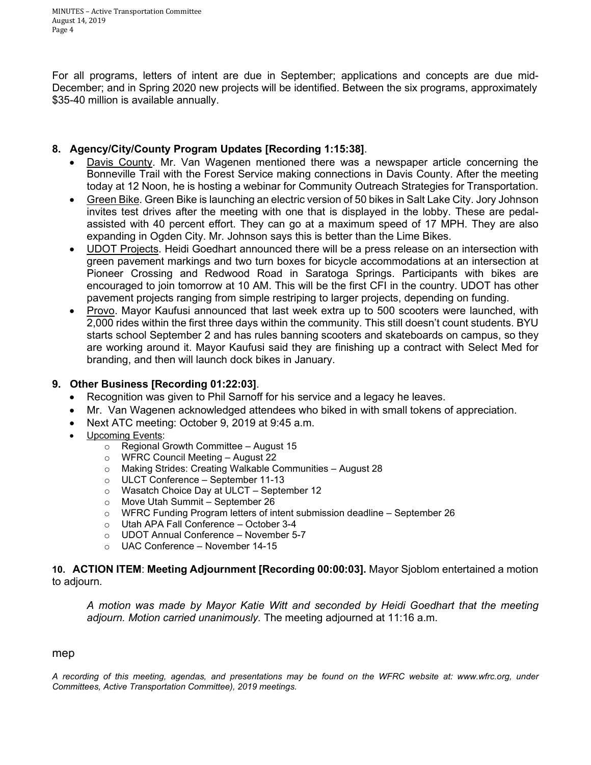For all programs, letters of intent are due in September; applications and concepts are due mid-December; and in Spring 2020 new projects will be identified. Between the six programs, approximately $35-40 million is available annually.

**8. Agency/City/County Program Updates [Recording 1:15:38]**.

- Davis County. Mr. Van Wagenen mentioned there was a newspaper article concerning the Bonneville Trail with the Forest Service making connections in Davis County. After the meeting today at 12 Noon, he is hosting a webinar for Community Outreach Strategies for Transportation.
- Green Bike. Green Bike is launching an electric version of 50 bikes in Salt Lake City. Jory Johnson invites test drives after the meeting with one that is displayed in the lobby. These are pedal-assisted with 40 percent effort. They can go at a maximum speed of 17 MPH. They are also expanding in Ogden City. Mr. Johnson says this is better than the Lime Bikes.
- UDOT Projects. Heidi Goedhart announced there will be a press release on an intersection with green pavement markings and two turn boxes for bicycle accommodations at an intersection at Pioneer Crossing and Redwood Road in Saratoga Springs. Participants with bikes are encouraged to join tomorrow at 10 AM. This will be the first CFI in the country. UDOT has other pavement projects ranging from simple restriping to larger projects, depending on funding.
- Provo. Mayor Kaufusi announced that last week extra up to 500 scooters were launched, with 2,000 rides within the first three days within the community. This still doesn't count students. BYU starts school September 2 and has rules banning scooters and skateboards on campus, so they are working around it. Mayor Kaufusi said they are finishing up a contract with Select Med for branding, and then will launch dock bikes in January.

**9. Other Business [Recording 01:22:03]**.

- Recognition was given to Phil Sarnoff for his service and a legacy he leaves.
- Mr. Van Wagenen acknowledged attendees who biked in with small tokens of appreciation.
- Next ATC meeting: October 9, 2019 at 9:45 a.m.
- Upcoming Events:
  - Regional Growth Committee – August 15
  - WFRC Council Meeting – August 22
  - Making Strides: Creating Walkable Communities – August 28
  - ULCT Conference – September 11-13
  - Wasatch Choice Day at ULCT – September 12
  - Move Utah Summit – September 26
  - WFRC Funding Program letters of intent submission deadline – September 26
  - Utah APA Fall Conference – October 3-4
  - UDOT Annual Conference – November 5-7
  - UAC Conference – November 14-15

**10. ACTION ITEM**: **Meeting Adjournment [Recording 00:00:03].** Mayor Sjoblom entertained a motion to adjourn.

> *A motion was made by Mayor Katie Witt and seconded by Heidi Goedhart that the meeting adjourn. Motion carried unanimously.* The meeting adjourned at 11:16 a.m.

mep

*A recording of this meeting, agendas, and presentations may be found on the WFRC website at: www.wfrc.org, under Committees, Active Transportation Committee), 2019 meetings.*